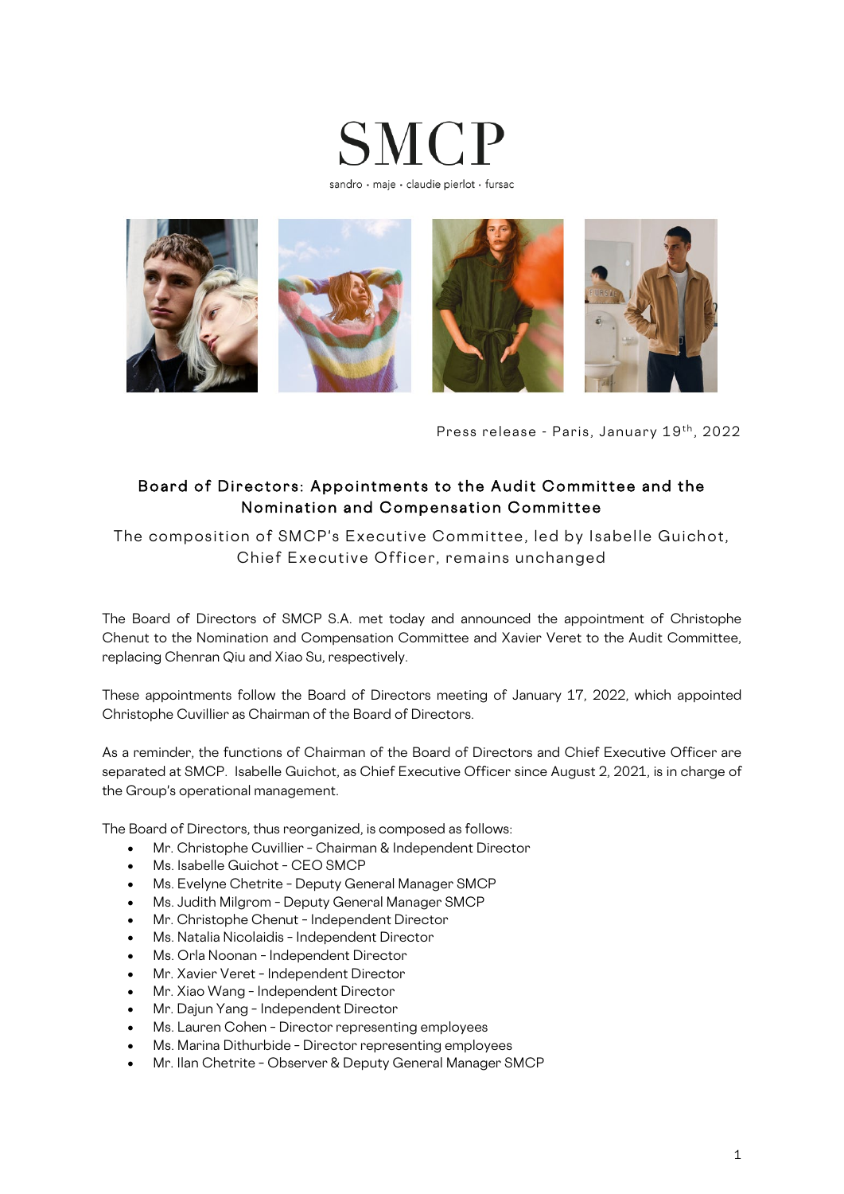# SMCP

sandro • maje • claudie pierlot • fursac

Press release - Paris, January 19th, 2022

## Board of Directors: Appointments to the Audit Committee and the Nomination and Compensation Committee

### The composition of SMCP's Executive Committee, led by Isabelle Guichot, Chief Executive Officer, remains unchanged

The Board of Directors of SMCP S.A. met today and announced the appointment of Christophe Chenut to the Nomination and Compensation Committee and Xavier Veret to the Audit Committee, replacing Chenran Qiu and Xiao Su, respectively.

These appointments follow the Board of Directors meeting of January 17, 2022, which appointed Christophe Cuvillier as Chairman of the Board of Directors.

As a reminder, the functions of Chairman of the Board of Directors and Chief Executive Officer are separated at SMCP. Isabelle Guichot, as Chief Executive Officer since August 2, 2021, is in charge of the Group's operational management.

The Board of Directors, thus reorganized, is composed as follows:

- Mr. Christophe Cuvillier - Chairman & Independent Director
- Ms. Isabelle Guichot - CEO SMCP
- Ms. Evelyne Chetrite - Deputy General Manager SMCP
- Ms. Judith Milgrom - Deputy General Manager SMCP
- Mr. Christophe Chenut - Independent Director
- Ms. Natalia Nicolaidis - Independent Director
- Ms. Orla Noonan - Independent Director
- Mr. Xavier Veret - Independent Director
- Mr. Xiao Wang - Independent Director
- Mr. Dajun Yang - Independent Director
- Ms. Lauren Cohen - Director representing employees
- Ms. Marina Dithurbide - Director representing employees
- Mr. Ilan Chetrite - Observer & Deputy General Manager SMCP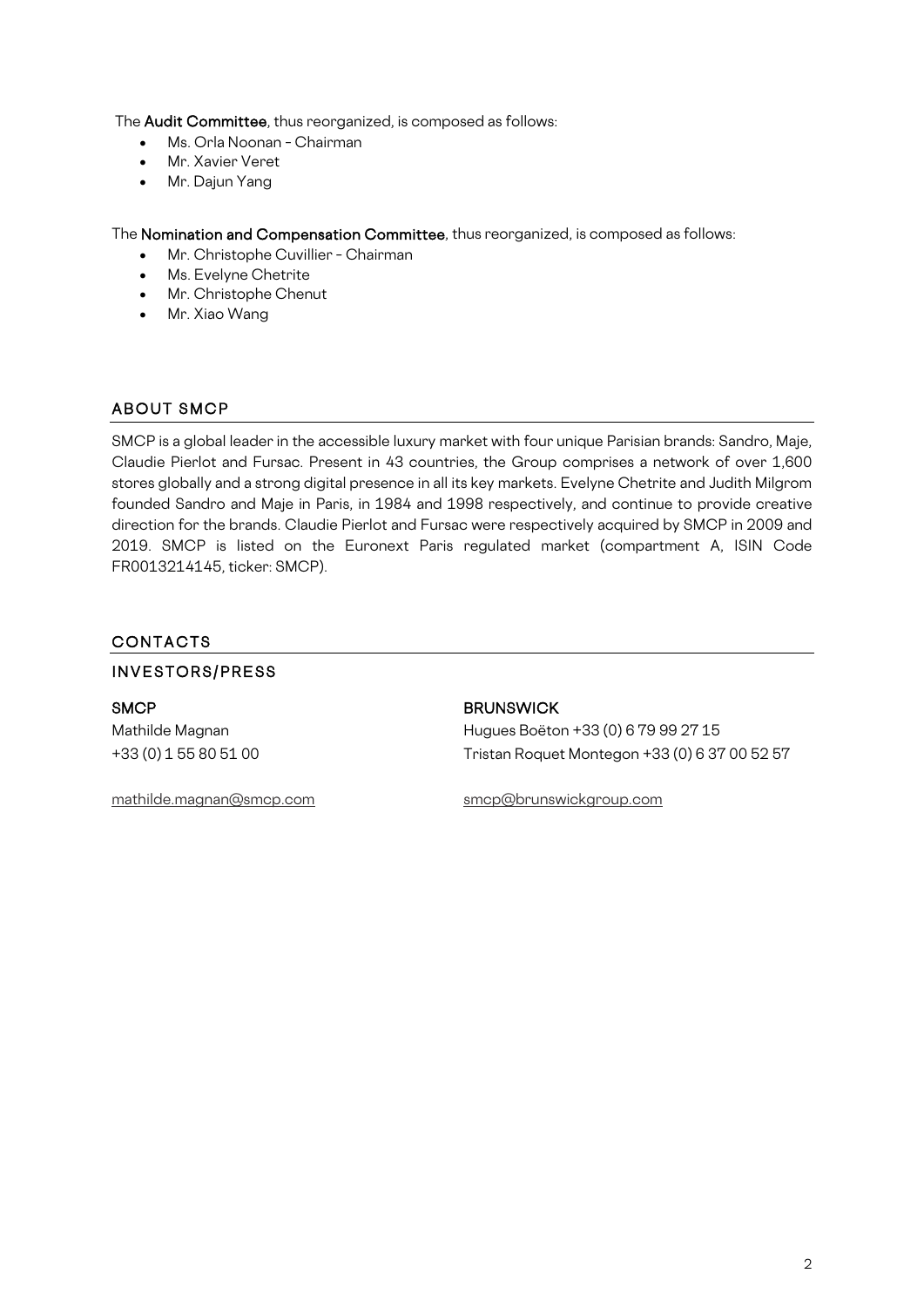The **Audit Committee**, thus reorganized, is composed as follows:

- Ms. Orla Noonan - Chairman
- Mr. Xavier Veret
- Mr. Dajun Yang

The **Nomination and Compensation Committee**, thus reorganized, is composed as follows:

- Mr. Christophe Cuvillier - Chairman
- Ms. Evelyne Chetrite
- Mr. Christophe Chenut
- Mr. Xiao Wang

## ABOUT SMCP

SMCP is a global leader in the accessible luxury market with four unique Parisian brands: Sandro, Maje, Claudie Pierlot and Fursac. Present in 43 countries, the Group comprises a network of over 1,600 stores globally and a strong digital presence in all its key markets. Evelyne Chetrite and Judith Milgrom founded Sandro and Maje in Paris, in 1984 and 1998 respectively, and continue to provide creative direction for the brands. Claudie Pierlot and Fursac were respectively acquired by SMCP in 2009 and 2019. SMCP is listed on the Euronext Paris regulated market (compartment A, ISIN Code FR0013214145, ticker: SMCP).

## CONTACTS

### INVESTORS/PRESS

**SMCP**
Mathilde Magnan
+33 (0) 1 55 80 51 00

mathilde.magnan@smcp.com

**BRUNSWICK**
Hugues Boëton +33 (0) 6 79 99 27 15
Tristan Roquet Montegon +33 (0) 6 37 00 52 57

smcp@brunswickgroup.com